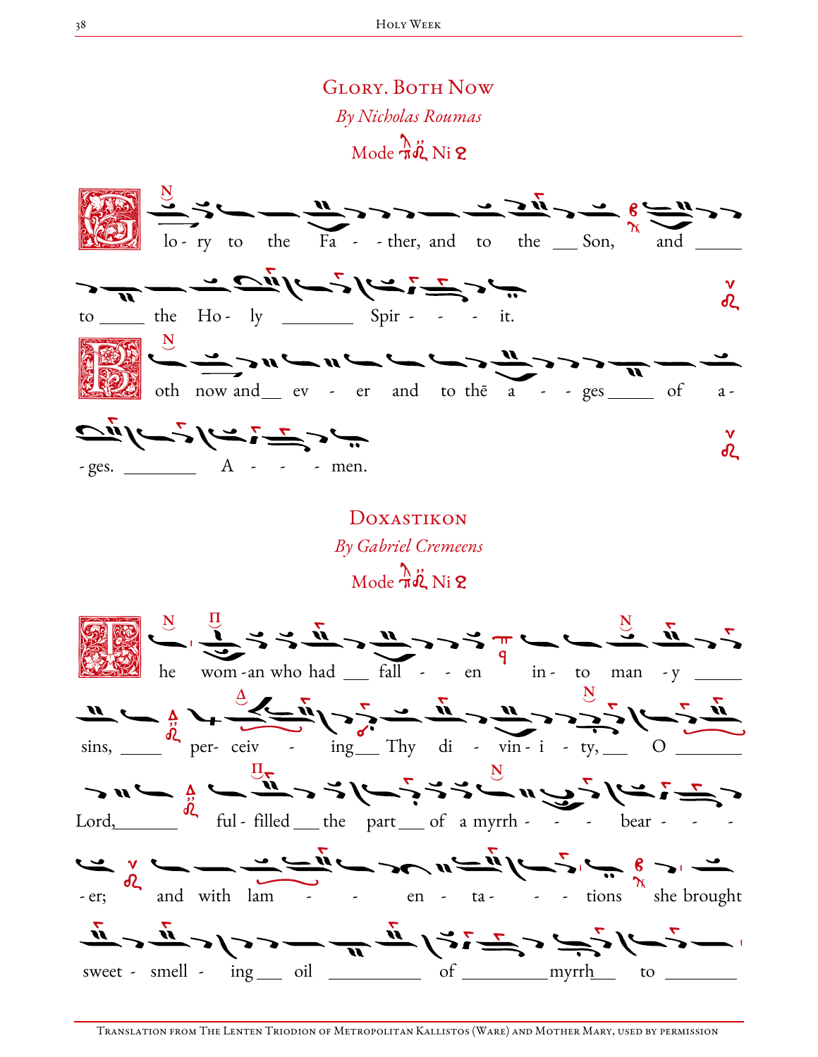## Glory. Both Now

*By Nicholas Roumas*

Mode Ni

Glo - ry to the Fa - - ther, and to the ___ Son, and _____ to _____ the Ho - ly ________ Spir - - - it.

Both now and__ ev - er and to thē a - - - ges_____ of a - - ges. ________ A - - - men.

## Doxastikon

*By Gabriel Cremeens*

Mode Ni

The wom - an who had ___ fall - - en in - to man - y _____ sins, _____ per- ceiv - ing___ Thy di - vin - i - ty,___ O _______ Lord,_______ ful - filled ___ the part ___ of a myrrh - - - bear - - - - er; and with lam - - en - ta - - - tions she brought sweet - smell - ing___ oil __________ of _________myrrh___ to ________

Translation from The Lenten Triodion of Metropolitan Kallistos (Ware) and Mother Mary, used by permission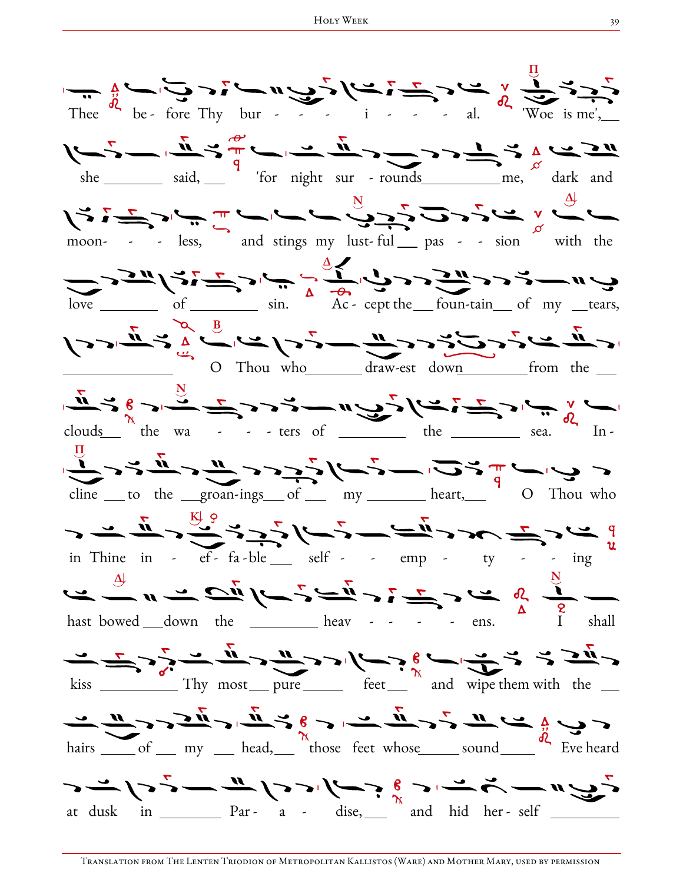Thee be- fore Thy bur - - - i - - - al. 'Woe is me', she said, 'for night sur - rounds me, dark and moon- - - less, and stings my lust- ful pas - - sion with the love of sin. Ac - cept the foun-tain of my tears, O Thou who draw-est down from the clouds the wa - - - ters of the sea. In - cline to the groan-ings of my heart, O Thou who in Thine in - ef - fa - ble self - - emp - ty - - ing hast bowed down the heav - - - - ens. I shall kiss Thy most pure feet and wipe them with the hairs of my head, those feet whose sound Eve heard at dusk in Par - a - dise, and hid her - self

Translation from The Lenten Triodion of Metropolitan Kallistos (Ware) and Mother Mary, used by permission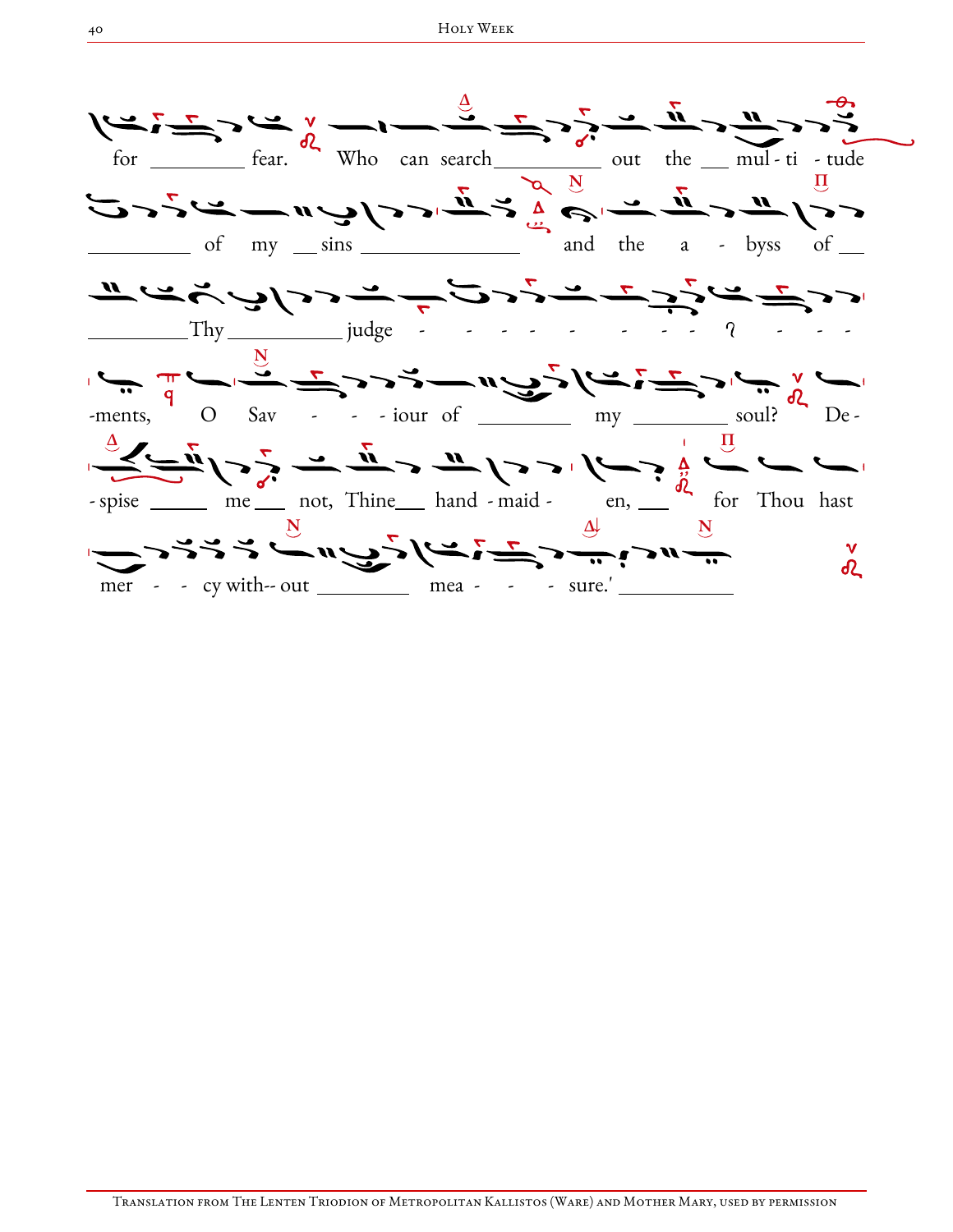for _________ fear. Who can search __________ out the ___ mul - ti - tude

_________ of my __ sins ______________ and the a - byss of __

_________ Thy __________ judge - - - - - - - - ? - - -

-ments, O Sav - - - iour of _________ my _________ soul? De -

- spise _____ me ___ not, Thine ___ hand - maid - en, ___ for Thou hast

mer - - cy with-- out _________ mea - - - sure.' __________

Translation from The Lenten Triodion of Metropolitan Kallistos (Ware) and Mother Mary, used by permission